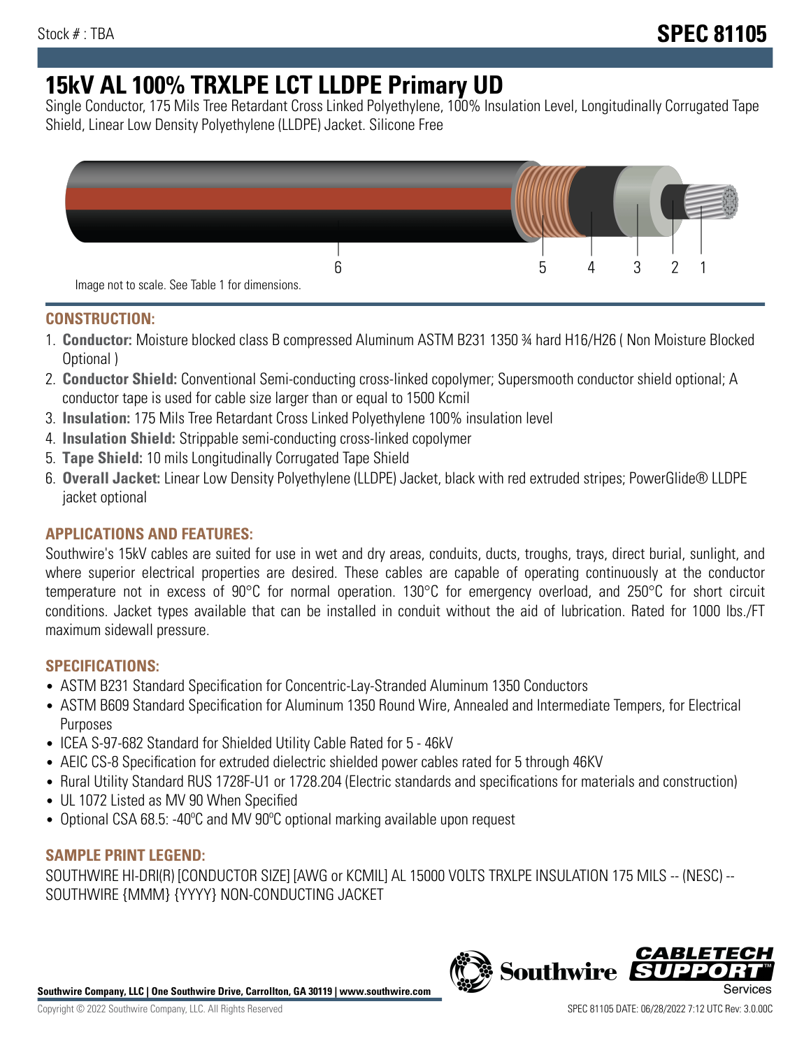Stock # : TBA

# SPEC 81105

# 15kV AL 100% TRXLPE LCT LLDPE Primary UD

Single Conductor, 175 Mils Tree Retardant Cross Linked Polyethylene, 100% Insulation Level, Longitudinally Corrugated Tape Shield, Linear Low Density Polyethylene (LLDPE) Jacket. Silicone Free

6 5 4 3 2 1

Image not to scale. See Table 1 for dimensions.

## CONSTRUCTION:

1. **Conductor:** Moisture blocked class B compressed Aluminum ASTM B231 1350 ¾ hard H16/H26 ( Non Moisture Blocked Optional )
2. **Conductor Shield:** Conventional Semi-conducting cross-linked copolymer; Supersmooth conductor shield optional; A conductor tape is used for cable size larger than or equal to 1500 Kcmil
3. **Insulation:** 175 Mils Tree Retardant Cross Linked Polyethylene 100% insulation level
4. **Insulation Shield:** Strippable semi-conducting cross-linked copolymer
5. **Tape Shield:** 10 mils Longitudinally Corrugated Tape Shield
6. **Overall Jacket:** Linear Low Density Polyethylene (LLDPE) Jacket, black with red extruded stripes; PowerGlide® LLDPE jacket optional

## APPLICATIONS AND FEATURES:

Southwire's 15kV cables are suited for use in wet and dry areas, conduits, ducts, troughs, trays, direct burial, sunlight, and where superior electrical properties are desired. These cables are capable of operating continuously at the conductor temperature not in excess of 90°C for normal operation. 130°C for emergency overload, and 250°C for short circuit conditions. Jacket types available that can be installed in conduit without the aid of lubrication. Rated for 1000 lbs./FT maximum sidewall pressure.

## SPECIFICATIONS:

- ASTM B231 Standard Specification for Concentric-Lay-Stranded Aluminum 1350 Conductors
- ASTM B609 Standard Specification for Aluminum 1350 Round Wire, Annealed and Intermediate Tempers, for Electrical Purposes
- ICEA S-97-682 Standard for Shielded Utility Cable Rated for 5 - 46kV
- AEIC CS-8 Specification for extruded dielectric shielded power cables rated for 5 through 46KV
- Rural Utility Standard RUS 1728F-U1 or 1728.204 (Electric standards and specifications for materials and construction)
- UL 1072 Listed as MV 90 When Specified
- Optional CSA 68.5: -40ºC and MV 90ºC optional marking available upon request

## SAMPLE PRINT LEGEND:

SOUTHWIRE HI-DRI(R) [CONDUCTOR SIZE] [AWG or KCMIL] AL 15000 VOLTS TRXLPE INSULATION 175 MILS -- (NESC) -- SOUTHWIRE {MMM} {YYYY} NON-CONDUCTING JACKET

**Southwire Company, LLC | One Southwire Drive, Carrollton, GA 30119 | www.southwire.com**

Copyright © 2022 Southwire Company, LLC. All Rights Reserved

SPEC 81105 DATE: 06/28/2022 7:12 UTC Rev: 3.0.00C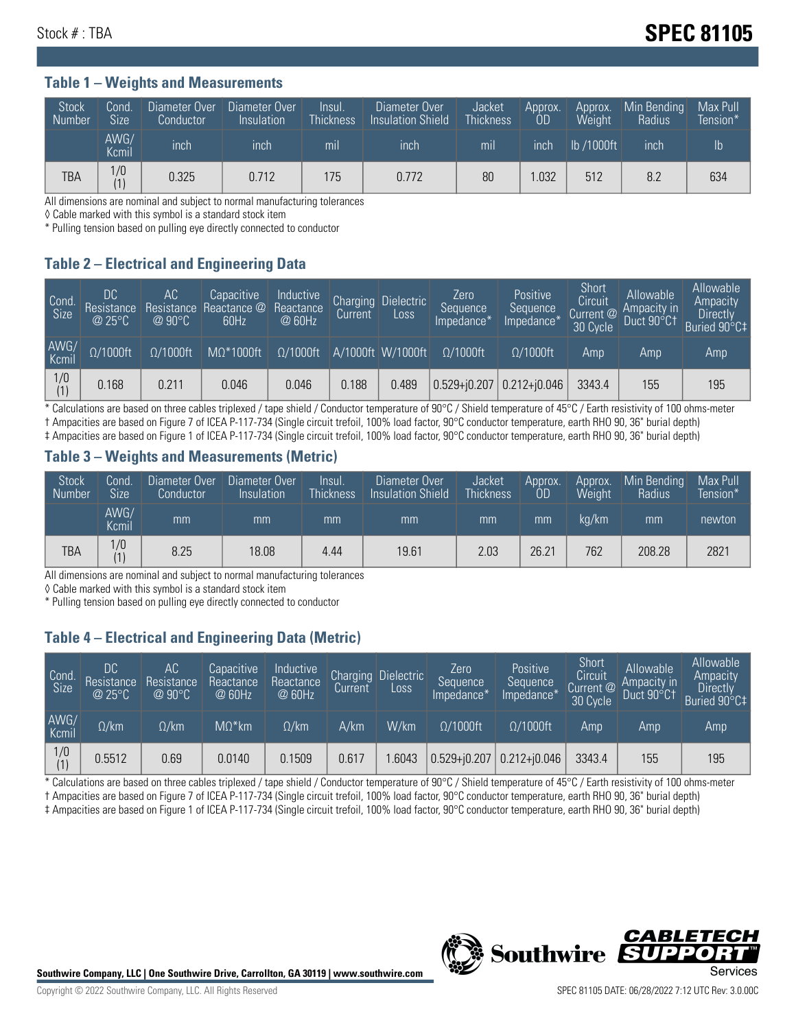Stock # : TBA

# SPEC 81105

## Table 1 – Weights and Measurements

| Stock Number | Cond. Size | Diameter Over Conductor | Diameter Over Insulation | Insul. Thickness | Diameter Over Insulation Shield | Jacket Thickness | Approx. OD | Approx. Weight | Min Bending Radius | Max Pull Tension* |
|---|---|---|---|---|---|---|---|---|---|---|
| | AWG/ Kcmil | inch | inch | mil | inch | mil | inch | lb /1000ft | inch | lb |
| TBA | 1/0 (1) | 0.325 | 0.712 | 175 | 0.772 | 80 | 1.032 | 512 | 8.2 | 634 |

All dimensions are nominal and subject to normal manufacturing tolerances

◊ Cable marked with this symbol is a standard stock item

* Pulling tension based on pulling eye directly connected to conductor

## Table 2 – Electrical and Engineering Data

| Cond. Size | DC Resistance @ 25°C | AC Resistance @ 90°C | Capacitive Reactance @ 60Hz | Inductive Reactance @ 60Hz | Charging Current | Dielectric Loss | Zero Sequence Impedance* | Positive Sequence Impedance* | Short Circuit Current @ 30 Cycle | Allowable Ampacity in Duct 90°C† | Allowable Ampacity Directly Buried 90°C‡ |
|---|---|---|---|---|---|---|---|---|---|---|---|
| AWG/ Kcmil | Ω/1000ft | Ω/1000ft | MΩ*1000ft | Ω/1000ft | A/1000ft | W/1000ft | Ω/1000ft | Ω/1000ft | Amp | Amp | Amp |
| 1/0 (1) | 0.168 | 0.211 | 0.046 | 0.046 | 0.188 | 0.489 | 0.529+j0.207 | 0.212+j0.046 | 3343.4 | 155 | 195 |

* Calculations are based on three cables triplexed / tape shield / Conductor temperature of 90°C / Shield temperature of 45°C / Earth resistivity of 100 ohms-meter

† Ampacities are based on Figure 7 of ICEA P-117-734 (Single circuit trefoil, 100% load factor, 90°C conductor temperature, earth RHO 90, 36" burial depth)

‡ Ampacities are based on Figure 1 of ICEA P-117-734 (Single circuit trefoil, 100% load factor, 90°C conductor temperature, earth RHO 90, 36" burial depth)

## Table 3 – Weights and Measurements (Metric)

| Stock Number | Cond. Size | Diameter Over Conductor | Diameter Over Insulation | Insul. Thickness | Diameter Over Insulation Shield | Jacket Thickness | Approx. OD | Approx. Weight | Min Bending Radius | Max Pull Tension* |
|---|---|---|---|---|---|---|---|---|---|---|
| | AWG/ Kcmil | mm | mm | mm | mm | mm | mm | kg/km | mm | newton |
| TBA | 1/0 (1) | 8.25 | 18.08 | 4.44 | 19.61 | 2.03 | 26.21 | 762 | 208.28 | 2821 |

All dimensions are nominal and subject to normal manufacturing tolerances

◊ Cable marked with this symbol is a standard stock item

* Pulling tension based on pulling eye directly connected to conductor

## Table 4 – Electrical and Engineering Data (Metric)

| Cond. Size | DC Resistance @ 25°C | AC Resistance @ 90°C | Capacitive Reactance @ 60Hz | Inductive Reactance @ 60Hz | Charging Current | Dielectric Loss | Zero Sequence Impedance* | Positive Sequence Impedance* | Short Circuit Current @ 30 Cycle | Allowable Ampacity in Duct 90°C† | Allowable Ampacity Directly Buried 90°C‡ |
|---|---|---|---|---|---|---|---|---|---|---|---|
| AWG/ Kcmil | Ω/km | Ω/km | MΩ*km | Ω/km | A/km | W/km | Ω/1000ft | Ω/1000ft | Amp | Amp | Amp |
| 1/0 (1) | 0.5512 | 0.69 | 0.0140 | 0.1509 | 0.617 | 1.6043 | 0.529+j0.207 | 0.212+j0.046 | 3343.4 | 155 | 195 |

* Calculations are based on three cables triplexed / tape shield / Conductor temperature of 90°C / Shield temperature of 45°C / Earth resistivity of 100 ohms-meter

† Ampacities are based on Figure 7 of ICEA P-117-734 (Single circuit trefoil, 100% load factor, 90°C conductor temperature, earth RHO 90, 36" burial depth)

‡ Ampacities are based on Figure 1 of ICEA P-117-734 (Single circuit trefoil, 100% load factor, 90°C conductor temperature, earth RHO 90, 36" burial depth)

**Southwire Company, LLC | One Southwire Drive, Carrollton, GA 30119 | www.southwire.com**

Copyright © 2022 Southwire Company, LLC. All Rights Reserved

SPEC 81105 DATE: 06/28/2022 7:12 UTC Rev: 3.0.00C